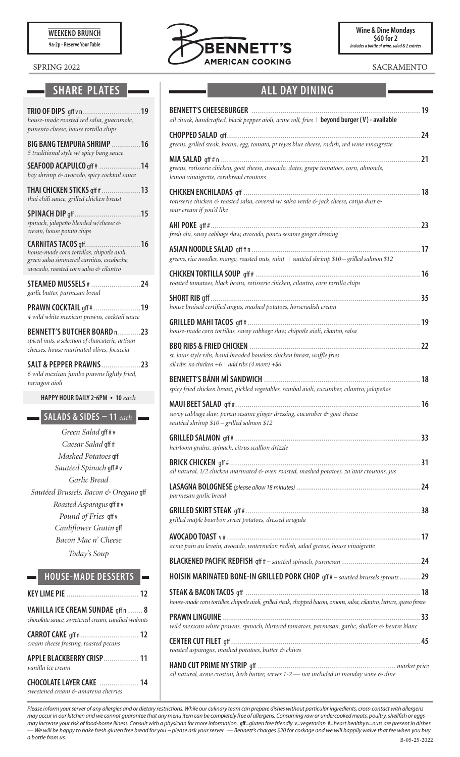**WEEKEND BRUNCH**
9a-2p - Reserve Your Table

SPRING 2022

# BENNETT'S AMERICAN COOKING

**Wine & Dine Mondays**
**$60 for 2**
*Includes a bottle of wine, salad & 2 entrées*

SACRAMENTO

## SHARE PLATES

**TRIO OF DIPS** gff v n ............ **19**
*house-made roasted red salsa, guacamole, pimento cheese, house tortilla chips*

**BIG BANG TEMPURA SHRIMP** ............ **16**
*5 traditional style w/ spicy bang sauce*

**SEAFOOD ACAPULCO** gff # ............ **14**
*bay shrimp & avocado, spicy cocktail sauce*

**THAI CHICKEN STICKS** gff # ............ **13**
*thai chili sauce, grilled chicken breast*

**SPINACH DIP** gff ............ **15**
*spinach, jalapeño blended w/cheese & cream, house potato chips*

**CARNITAS TACOS** gff ............ **16**
*house-made corn tortillas, chipotle aioli, green salsa simmered carnitas, escabeche, avocado, roasted corn salsa & cilantro*

**STEAMED MUSSELS** # ............ **24**
*garlic butter, parmesan bread*

**PRAWN COCKTAIL** gff # ............ **19**
*4 wild white mexican prawns, cocktail sauce*

**BENNETT'S BUTCHER BOARD** n ............ **23**
*spiced nuts, a selection of charcuterie, artisan cheeses, house marinated olives, focaccia*

**SALT & PEPPER PRAWNS** ............ **23**
*6 wild mexican jumbo prawns lightly fried, tarragon aioli*

**HAPPY HOUR DAILY 2-6PM • 10** *each*

## SALADS & SIDES — 11 *each*

*Green Salad* gff # v
*Caesar Salad* gff #
*Mashed Potatoes* gff
*Sautéed Spinach* gff # v
*Garlic Bread*
*Sautéed Brussels, Bacon & Oregano* gff
*Roasted Asparagus* gff # v
*Pound of Fries* gff v
*Cauliflower Gratin* gff
*Bacon Mac n' Cheese*
*Today's Soup*

## HOUSE-MADE DESSERTS

**KEY LIME PIE** ............ **12**

**VANILLA ICE CREAM SUNDAE** gff n ............ **8**
*chocolate sauce, sweetened cream, candied walnuts*

**CARROT CAKE** gff n ............ **12**
*cream cheese frosting, toasted pecans*

**APPLE BLACKBERRY CRISP** ............ **11**
*vanilla ice cream*

**CHOCOLATE LAYER CAKE** ............ **14**
*sweetened cream & amarena cherries*

## ALL DAY DINING

**BENNETT'S CHEESEBURGER** ............ **19**
*all chuck, handcrafted, black pepper aioli, acme roll, fries* | **beyond burger (V) - available**

**CHOPPED SALAD** gff ............ **24**
*greens, grilled steak, bacon, egg, tomato, pt reyes blue cheese, radish, red wine vinaigrette*

**MIA SALAD** gff # n ............ **21**
*greens, rotisserie chicken, goat cheese, avocado, dates, grape tomatoes, corn, almonds, lemon vinaigrette, cornbread croutons*

**CHICKEN ENCHILADAS** gff ............ **18**
*rotisserie chicken & roasted salsa, covered w/ salsa verde & jack cheese, cotija dust & sour cream if you'd like*

**AHI POKE** gff # ............ **23**
*fresh ahi, savoy cabbage slaw, avocado, ponzu sesame ginger dressing*

**ASIAN NOODLE SALAD** gff # n ............ **17**
*greens, rice noodles, mango, roasted nuts, mint* | *sautéed shrimp $10 – grilled salmon $12*

**CHICKEN TORTILLA SOUP** gff # ............ **16**
*roasted tomatoes, black beans, rotisserie chicken, cilantro, corn tortilla chips*

**SHORT RIB** gff ............ **35**
*house braised certified angus, mashed potatoes, horseradish cream*

**GRILLED MAHI TACOS** gff # ............ **19**
*house-made corn tortillas, savoy cabbage slaw, chipotle aioli, cilantro, salsa*

**BBQ RIBS & FRIED CHICKEN** ............ **22**
*st. louis style ribs, hand breaded boneless chicken breast, waffle fries*
*all ribs, no chicken +6* | *add ribs (4 more) +$6*

**BENNETT'S BÁNH MÌ SANDWICH** ............ **18**
*spicy fried chicken breast, pickled vegetables, sambal aioli, cucumber, cilantro, jalapeños*

**MAUI BEET SALAD** gff # ............ **16**
*savoy cabbage slaw, ponzu sesame ginger dressing, cucumber & goat cheese*
*sautéed shrimp $10 – grilled salmon $12*

**GRILLED SALMON** gff # ............ **33**
*heirloom grains, spinach, citrus scallion drizzle*

**BRICK CHICKEN** gff # ............ **31**
*all natural, 1/2 chicken marinated & oven roasted, mashed potatoes, za'atar croutons, jus*

**LASAGNA BOLOGNESE** *(please allow 18 minutes)* ............ **24**
*parmesan garlic bread*

**GRILLED SKIRT STEAK** gff # ............ **38**
*grilled maple bourbon sweet potatoes, dressed arugula*

**AVOCADO TOAST** v # ............ **17**
*acme pain au levain, avocado, watermelon radish, salad greens, house vinaigrette*

**BLACKENED PACIFIC REDFISH** gff # – *sautéed spinach, parmesan* ............ **24**

**HOISIN MARINATED BONE-IN GRILLED PORK CHOP** gff # – *sautéed brussels sprouts* ............ **29**

**STEAK & BACON TACOS** gff ............ **18**
*house-made corn tortillas, chipotle aioli, grilled steak, chopped bacon, onions, salsa, cilantro, lettuce, queso fresco*

**PRAWN LINGUINE** ............ **33**
*wild mexican white prawns, spinach, blistered tomatoes, parmesan, garlic, shallots & beurre blanc*

**CENTER CUT FILET** gff ............ **45**
*roasted asparagus, mashed potatoes, butter & chives*

**HAND CUT PRIME NY STRIP** gff ............ *market price*
*all natural, acme crostini, herb butter, serves 1-2 — not included in monday wine & dine*

*Please inform your server of any allergies and or dietary restrictions. While our culinary team can prepare dishes without particular ingredients, cross-contact with allergens may occur in our kitchen and we cannot guarantee that any menu item can be completely free of allergens. Consuming raw or undercooked meats, poultry, shellfish or eggs may increase your risk of food-borne illness. Consult with a physician for more information.* **gff**=*gluten free friendly* **v**=*vegetarian* **#**=*heart healthy* **n**=*nuts are present in dishes* *—— We will be happy to bake fresh gluten free bread for you ~ please ask your server. —— Bennett's charges $20 for corkage and we will happily waive that fee when you buy a bottle from us.*

B-05-25-2022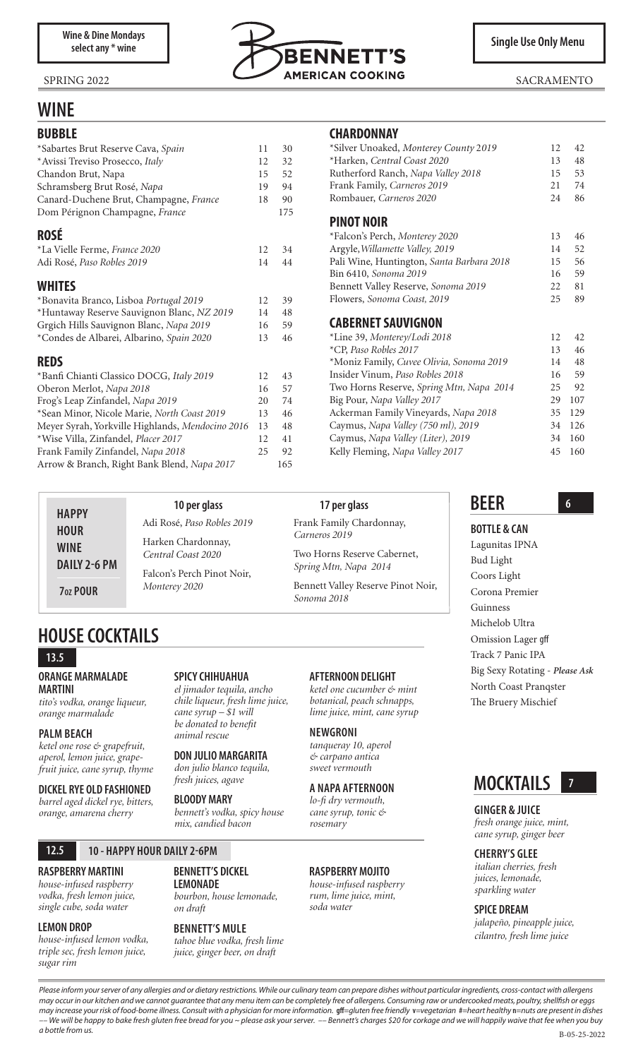Wine & Dine Mondays select any * wine

BENNETT'S AMERICAN COOKING

Single Use Only Menu

SPRING 2022

SACRAMENTO

# WINE

## BUBBLE

| | | |
|---|---|---|
| *Sabartes Brut Reserve Cava, *Spain* | 11 | 30 |
| *Avissi Treviso Prosecco, *Italy* | 12 | 32 |
| Chandon Brut, Napa | 15 | 52 |
| Schramsberg Brut Rosé, *Napa* | 19 | 94 |
| Canard-Duchene Brut, Champagne, *France* | 18 | 90 |
| Dom Pérignon Champagne, *France* | | 175 |

## ROSÉ

| | | |
|---|---|---|
| *La Vielle Ferme, *France 2020* | 12 | 34 |
| Adi Rosé, *Paso Robles 2019* | 14 | 44 |

## WHITES

| | | |
|---|---|---|
| *Bonavita Branco, Lisboa *Portugal 2019* | 12 | 39 |
| *Huntaway Reserve Sauvignon Blanc, *NZ 2019* | 14 | 48 |
| Grgich Hills Sauvignon Blanc, *Napa 2019* | 16 | 59 |
| *Condes de Albarei, Albarino, *Spain 2020* | 13 | 46 |

## REDS

| | | |
|---|---|---|
| *Banfi Chianti Classico DOCG, *Italy 2019* | 12 | 43 |
| Oberon Merlot, *Napa 2018* | 16 | 57 |
| Frog's Leap Zinfandel, *Napa 2019* | 20 | 74 |
| *Sean Minor, Nicole Marie, *North Coast 2019* | 13 | 46 |
| Meyer Syrah, Yorkville Highlands, *Mendocino 2016* | 13 | 48 |
| *Wise Villa, Zinfandel, *Placer 2017* | 12 | 41 |
| Frank Family Zinfandel, *Napa 2018* | 25 | 92 |
| Arrow & Branch, Right Bank Blend, *Napa 2017* | | 165 |

## CHARDONNAY

| | | |
|---|---|---|
| *Silver Unoaked, *Monterey County* 2019 | 12 | 42 |
| *Harken, *Central Coast 2020* | 13 | 48 |
| Rutherford Ranch, *Napa Valley 2018* | 15 | 53 |
| Frank Family, *Carneros 2019* | 21 | 74 |
| Rombauer, *Carneros 2020* | 24 | 86 |

## PINOT NOIR

| | | |
|---|---|---|
| *Falcon's Perch, *Monterey 2020* | 13 | 46 |
| Argyle, *Willamette Valley, 2019* | 14 | 52 |
| Pali Wine, Huntington, *Santa Barbara 2018* | 15 | 56 |
| Bin 6410, *Sonoma 2019* | 16 | 59 |
| Bennett Valley Reserve, *Sonoma 2019* | 22 | 81 |
| Flowers, *Sonoma Coast, 2019* | 25 | 89 |

## CABERNET SAUVIGNON

| | | |
|---|---|---|
| *Line 39, *Monterey/Lodi 2018* | 12 | 42 |
| *CP, *Paso Robles 2017* | 13 | 46 |
| *Moniz Family, *Cuvee Olivia, Sonoma 2019* | 14 | 48 |
| Insider Vinum, *Paso Robles 2018* | 16 | 59 |
| Two Horns Reserve, *Spring Mtn, Napa 2014* | 25 | 92 |
| Big Pour, *Napa Valley 2017* | 29 | 107 |
| Ackerman Family Vineyards, *Napa 2018* | 35 | 129 |
| Caymus, *Napa Valley (750 ml), 2019* | 34 | 126 |
| Caymus, *Napa Valley (Liter), 2019* | 34 | 160 |
| Kelly Fleming, *Napa Valley 2017* | 45 | 160 |

## HAPPY HOUR WINE DAILY 2-6 PM

7oz POUR

**10 per glass**

- Adi Rosé, *Paso Robles 2019*
- Harken Chardonnay, *Central Coast 2020*
- Falcon's Perch Pinot Noir, *Monterey 2020*

**17 per glass**

- Frank Family Chardonnay, *Carneros 2019*
- Two Horns Reserve Cabernet, *Spring Mtn, Napa 2014*
- Bennett Valley Reserve Pinot Noir, *Sonoma 2018*

# HOUSE COCKTAILS

**13.5**

**ORANGE MARMALADE MARTINI**
*tito's vodka, orange liqueur, orange marmalade*

**PALM BEACH**
*ketel one rose & grapefruit, aperol, lemon juice, grapefruit juice, cane syrup, thyme*

**DICKEL RYE OLD FASHIONED**
*barrel aged dickel rye, bitters, orange, amarena cherry*

**SPICY CHIHUAHUA**
*el jimador tequila, ancho chile liqueur, fresh lime juice, cane syrup – $1 will be donated to benefit animal rescue*

**DON JULIO MARGARITA**
*don julio blanco tequila, fresh juices, agave*

**BLOODY MARY**
*bennett's vodka, spicy house mix, candied bacon*

**AFTERNOON DELIGHT**
*ketel one cucumber & mint botanical, peach schnapps, lime juice, mint, cane syrup*

**NEWGRONI**
*tanqueray 10, aperol & carpano antica sweet vermouth*

**A NAPA AFTERNOON**
*lo-fi dry vermouth, cane syrup, tonic & rosemary*

**12.5** **10 - HAPPY HOUR DAILY 2-6PM**

**RASPBERRY MARTINI**
*house-infused raspberry vodka, fresh lemon juice, single cube, soda water*

**LEMON DROP**
*house-infused lemon vodka, triple sec, fresh lemon juice, sugar rim*

**BENNETT'S DICKEL LEMONADE**
*bourbon, house lemonade, on draft*

**BENNETT'S MULE**
*tahoe blue vodka, fresh lime juice, ginger beer, on draft*

**RASPBERRY MOJITO**
*house-infused raspberry rum, lime juice, mint, soda water*

# BEER 6

**BOTTLE & CAN**

- Lagunitas IPNA
- Bud Light
- Coors Light
- Corona Premier
- Guinness
- Michelob Ultra
- Omission Lager gff
- Track 7 Panic IPA
- Big Sexy Rotating - ***Please Ask***
- North Coast Pranqster
- The Bruery Mischief

# MOCKTAILS 7

**GINGER & JUICE**
*fresh orange juice, mint, cane syrup, ginger beer*

**CHERRY'S GLEE**
*italian cherries, fresh juices, lemonade, sparkling water*

**SPICE DREAM**
*jalapeño, pineapple juice, cilantro, fresh lime juice*

*Please inform your server of any allergies and or dietary restrictions. While our culinary team can prepare dishes without particular ingredients, cross-contact with allergens may occur in our kitchen and we cannot guarantee that any menu item can be completely free of allergens. Consuming raw or undercooked meats, poultry, shellfish or eggs may increase your risk of food-borne illness. Consult with a physician for more information. gff=gluten free friendly v=vegetarian ♯=heart healthy n=nuts are present in dishes –– We will be happy to bake fresh gluten free bread for you ~ please ask your server. –– Bennett's charges $20 for corkage and we will happily waive that fee when you buy a bottle from us.*

B-05-25-2022